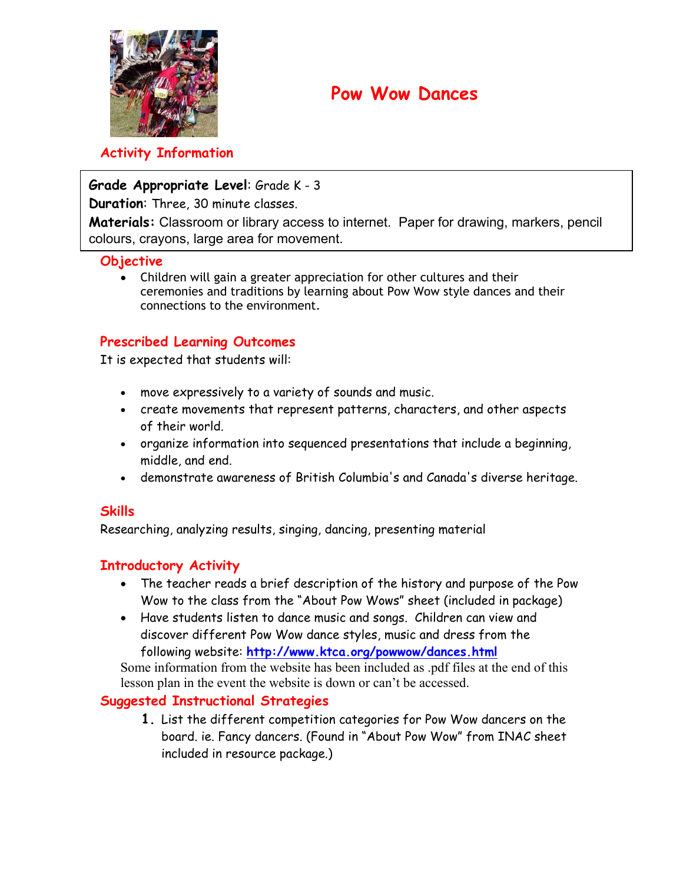# Pow Wow Dances

## Activity Information

**Grade Appropriate Level**: Grade K - 3
**Duration**: Three, 30 minute classes.
**Materials:** Classroom or library access to internet. Paper for drawing, markers, pencil colours, crayons, large area for movement.

## Objective

- Children will gain a greater appreciation for other cultures and their ceremonies and traditions by learning about Pow Wow style dances and their connections to the environment.

## Prescribed Learning Outcomes

It is expected that students will:

- move expressively to a variety of sounds and music.
- create movements that represent patterns, characters, and other aspects of their world.
- organize information into sequenced presentations that include a beginning, middle, and end.
- demonstrate awareness of British Columbia's and Canada's diverse heritage.

## Skills

Researching, analyzing results, singing, dancing, presenting material

## Introductory Activity

- The teacher reads a brief description of the history and purpose of the Pow Wow to the class from the "About Pow Wows" sheet (included in package)
- Have students listen to dance music and songs. Children can view and discover different Pow Wow dance styles, music and dress from the following website: **http://www.ktca.org/powwow/dances.html**

Some information from the website has been included as .pdf files at the end of this lesson plan in the event the website is down or can't be accessed.

## Suggested Instructional Strategies

1. List the different competition categories for Pow Wow dancers on the board. ie. Fancy dancers. (Found in "About Pow Wow" from INAC sheet included in resource package.)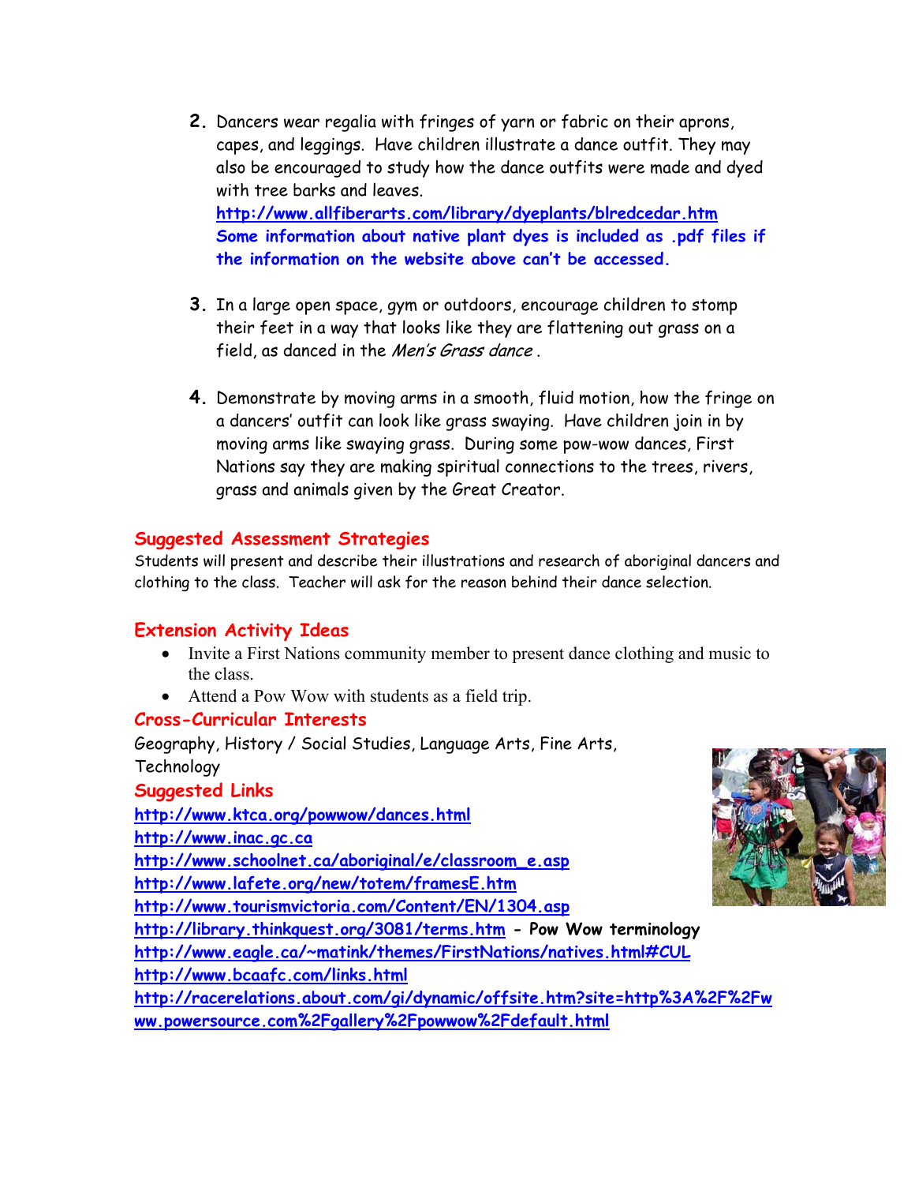2. Dancers wear regalia with fringes of yarn or fabric on their aprons, capes, and leggings. Have children illustrate a dance outfit. They may also be encouraged to study how the dance outfits were made and dyed with tree barks and leaves.
   **http://www.allfiberarts.com/library/dyeplants/blredcedar.htm**
   **Some information about native plant dyes is included as .pdf files if the information on the website above can't be accessed.**

3. In a large open space, gym or outdoors, encourage children to stomp their feet in a way that looks like they are flattening out grass on a field, as danced in the *Men's Grass dance* .

4. Demonstrate by moving arms in a smooth, fluid motion, how the fringe on a dancers' outfit can look like grass swaying. Have children join in by moving arms like swaying grass. During some pow-wow dances, First Nations say they are making spiritual connections to the trees, rivers, grass and animals given by the Great Creator.

## Suggested Assessment Strategies

Students will present and describe their illustrations and research of aboriginal dancers and clothing to the class. Teacher will ask for the reason behind their dance selection.

## Extension Activity Ideas

- Invite a First Nations community member to present dance clothing and music to the class.
- Attend a Pow Wow with students as a field trip.

## Cross-Curricular Interests

Geography, History / Social Studies, Language Arts, Fine Arts, Technology

## Suggested Links

**http://www.ktca.org/powwow/dances.html**
**http://www.inac.gc.ca**
**http://www.schoolnet.ca/aboriginal/e/classroom_e.asp**
**http://www.lafete.org/new/totem/framesE.htm**
**http://www.tourismvictoria.com/Content/EN/1304.asp**
**http://library.thinkquest.org/3081/terms.htm - Pow Wow terminology**
**http://www.eagle.ca/~matink/themes/FirstNations/natives.html#CUL**
**http://www.bcaafc.com/links.html**
**http://racerelations.about.com/gi/dynamic/offsite.htm?site=http%3A%2F%2Fwww.powersource.com%2Fgallery%2Fpowwow%2Fdefault.html**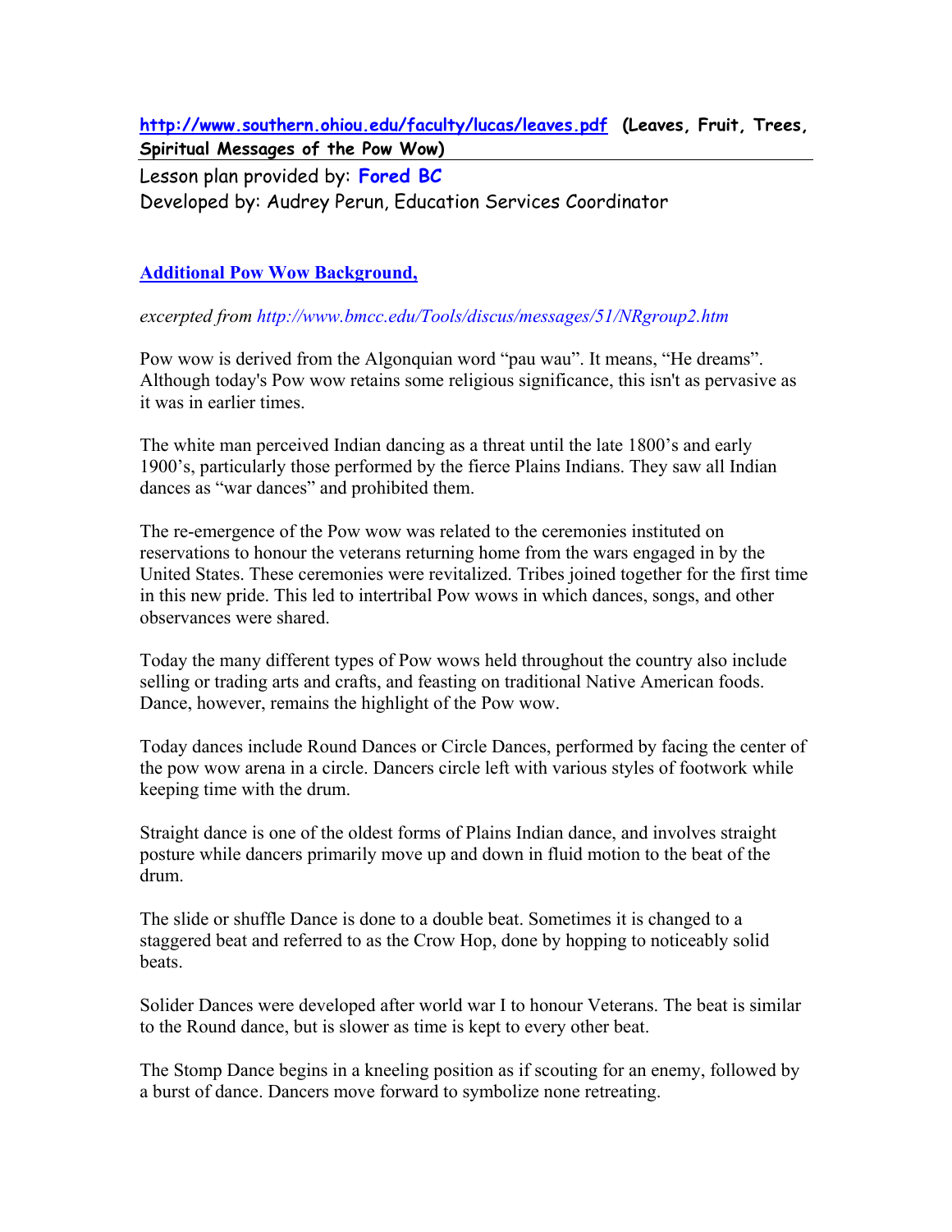**http://www.southern.ohiou.edu/faculty/lucas/leaves.pdf (Leaves, Fruit, Trees, Spiritual Messages of the Pow Wow)**

Lesson plan provided by: **Fored BC**
Developed by: Audrey Perun, Education Services Coordinator

**Additional Pow Wow Background,**

*excerpted from http://www.bmcc.edu/Tools/discus/messages/51/NRgroup2.htm*

Pow wow is derived from the Algonquian word "pau wau". It means, "He dreams". Although today's Pow wow retains some religious significance, this isn't as pervasive as it was in earlier times.

The white man perceived Indian dancing as a threat until the late 1800's and early 1900's, particularly those performed by the fierce Plains Indians. They saw all Indian dances as "war dances" and prohibited them.

The re-emergence of the Pow wow was related to the ceremonies instituted on reservations to honour the veterans returning home from the wars engaged in by the United States. These ceremonies were revitalized. Tribes joined together for the first time in this new pride. This led to intertribal Pow wows in which dances, songs, and other observances were shared.

Today the many different types of Pow wows held throughout the country also include selling or trading arts and crafts, and feasting on traditional Native American foods. Dance, however, remains the highlight of the Pow wow.

Today dances include Round Dances or Circle Dances, performed by facing the center of the pow wow arena in a circle. Dancers circle left with various styles of footwork while keeping time with the drum.

Straight dance is one of the oldest forms of Plains Indian dance, and involves straight posture while dancers primarily move up and down in fluid motion to the beat of the drum.

The slide or shuffle Dance is done to a double beat. Sometimes it is changed to a staggered beat and referred to as the Crow Hop, done by hopping to noticeably solid beats.

Solider Dances were developed after world war I to honour Veterans. The beat is similar to the Round dance, but is slower as time is kept to every other beat.

The Stomp Dance begins in a kneeling position as if scouting for an enemy, followed by a burst of dance. Dancers move forward to symbolize none retreating.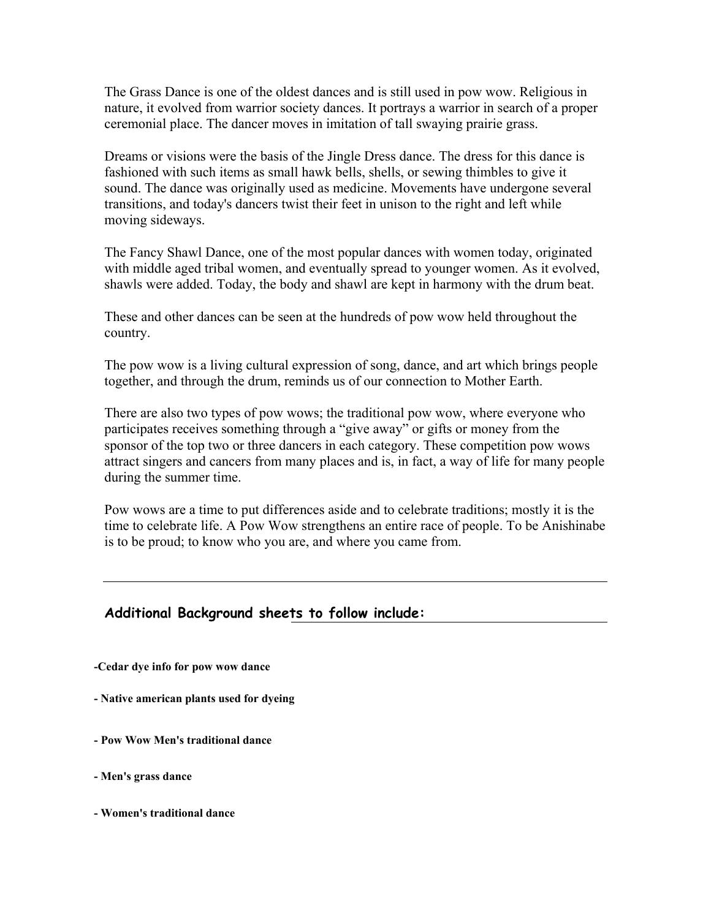The Grass Dance is one of the oldest dances and is still used in pow wow. Religious in nature, it evolved from warrior society dances. It portrays a warrior in search of a proper ceremonial place. The dancer moves in imitation of tall swaying prairie grass.

Dreams or visions were the basis of the Jingle Dress dance. The dress for this dance is fashioned with such items as small hawk bells, shells, or sewing thimbles to give it sound. The dance was originally used as medicine. Movements have undergone several transitions, and today's dancers twist their feet in unison to the right and left while moving sideways.

The Fancy Shawl Dance, one of the most popular dances with women today, originated with middle aged tribal women, and eventually spread to younger women. As it evolved, shawls were added. Today, the body and shawl are kept in harmony with the drum beat.

These and other dances can be seen at the hundreds of pow wow held throughout the country.

The pow wow is a living cultural expression of song, dance, and art which brings people together, and through the drum, reminds us of our connection to Mother Earth.

There are also two types of pow wows; the traditional pow wow, where everyone who participates receives something through a "give away" or gifts or money from the sponsor of the top two or three dancers in each category. These competition pow wows attract singers and cancers from many places and is, in fact, a way of life for many people during the summer time.

Pow wows are a time to put differences aside and to celebrate traditions; mostly it is the time to celebrate life. A Pow Wow strengthens an entire race of people. To be Anishinabe is to be proud; to know who you are, and where you came from.

---

**Additional Background sheets to follow include:**

**-Cedar dye info for pow wow dance**

**- Native american plants used for dyeing**

**- Pow Wow Men's traditional dance**

**- Men's grass dance**

**- Women's traditional dance**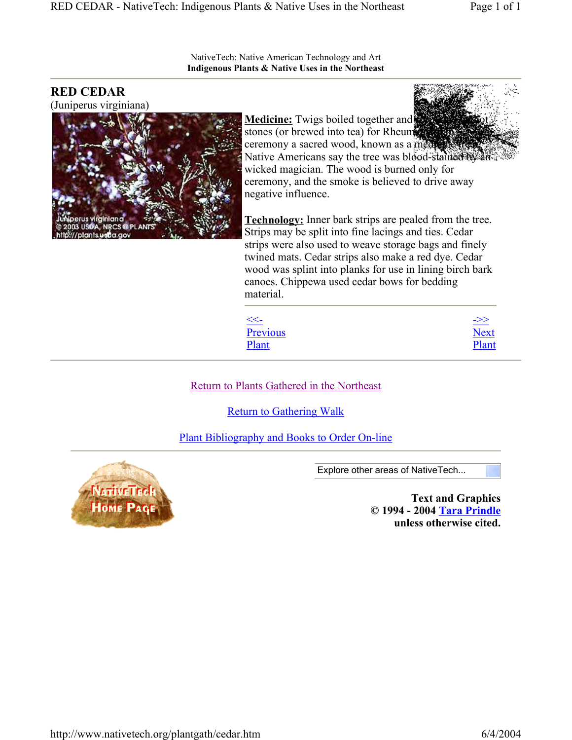NativeTech: Native American Technology and Art
**Indigenous Plants & Native Uses in the Northeast**

---

## RED CEDAR

(Juniperus virginiana)

**Medicine:** Twigs boiled together and [obscured] stones (or brewed into tea) for Rheum[obscured] ceremony a sacred wood, known as a me[obscured] Native Americans say the tree was blood-stained by an wicked magician. The wood is burned only for ceremony, and the smoke is believed to drive away negative influence.

**Technology:** Inner bark strips are pealed from the tree. Strips may be split into fine lacings and ties. Cedar strips were also used to weave storage bags and finely twined mats. Cedar strips also make a red dye. Cedar wood was splint into planks for use in lining birch bark canoes. Chippewa used cedar bows for bedding material.

<<- Previous Plant

->> Next Plant

---

Return to Plants Gathered in the Northeast

Return to Gathering Walk

Plant Bibliography and Books to Order On-line

---

NativeTech Home Page

Explore other areas of NativeTech...

**Text and Graphics**
**© 1994 - 2004 Tara Prindle**
**unless otherwise cited.**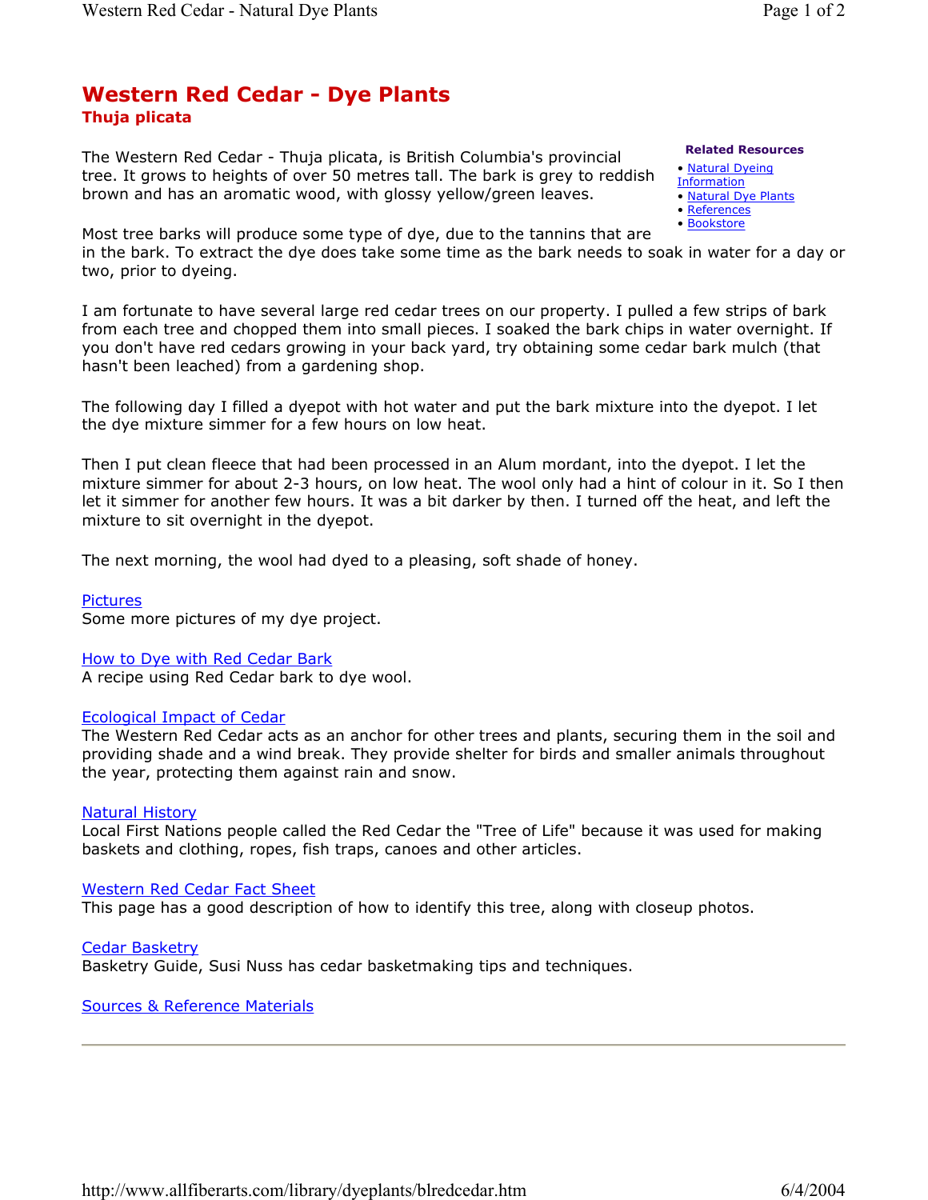# Western Red Cedar - Dye Plants

## Thuja plicata

**Related Resources**

- Natural Dyeing Information
- Natural Dye Plants
- References
- Bookstore

The Western Red Cedar - Thuja plicata, is British Columbia's provincial tree. It grows to heights of over 50 metres tall. The bark is grey to reddish brown and has an aromatic wood, with glossy yellow/green leaves.

Most tree barks will produce some type of dye, due to the tannins that are in the bark. To extract the dye does take some time as the bark needs to soak in water for a day or two, prior to dyeing.

I am fortunate to have several large red cedar trees on our property. I pulled a few strips of bark from each tree and chopped them into small pieces. I soaked the bark chips in water overnight. If you don't have red cedars growing in your back yard, try obtaining some cedar bark mulch (that hasn't been leached) from a gardening shop.

The following day I filled a dyepot with hot water and put the bark mixture into the dyepot. I let the dye mixture simmer for a few hours on low heat.

Then I put clean fleece that had been processed in an Alum mordant, into the dyepot. I let the mixture simmer for about 2-3 hours, on low heat. The wool only had a hint of colour in it. So I then let it simmer for another few hours. It was a bit darker by then. I turned off the heat, and left the mixture to sit overnight in the dyepot.

The next morning, the wool had dyed to a pleasing, soft shade of honey.

Pictures
Some more pictures of my dye project.

How to Dye with Red Cedar Bark
A recipe using Red Cedar bark to dye wool.

Ecological Impact of Cedar
The Western Red Cedar acts as an anchor for other trees and plants, securing them in the soil and providing shade and a wind break. They provide shelter for birds and smaller animals throughout the year, protecting them against rain and snow.

Natural History
Local First Nations people called the Red Cedar the "Tree of Life" because it was used for making baskets and clothing, ropes, fish traps, canoes and other articles.

Western Red Cedar Fact Sheet
This page has a good description of how to identify this tree, along with closeup photos.

Cedar Basketry
Basketry Guide, Susi Nuss has cedar basketmaking tips and techniques.

Sources & Reference Materials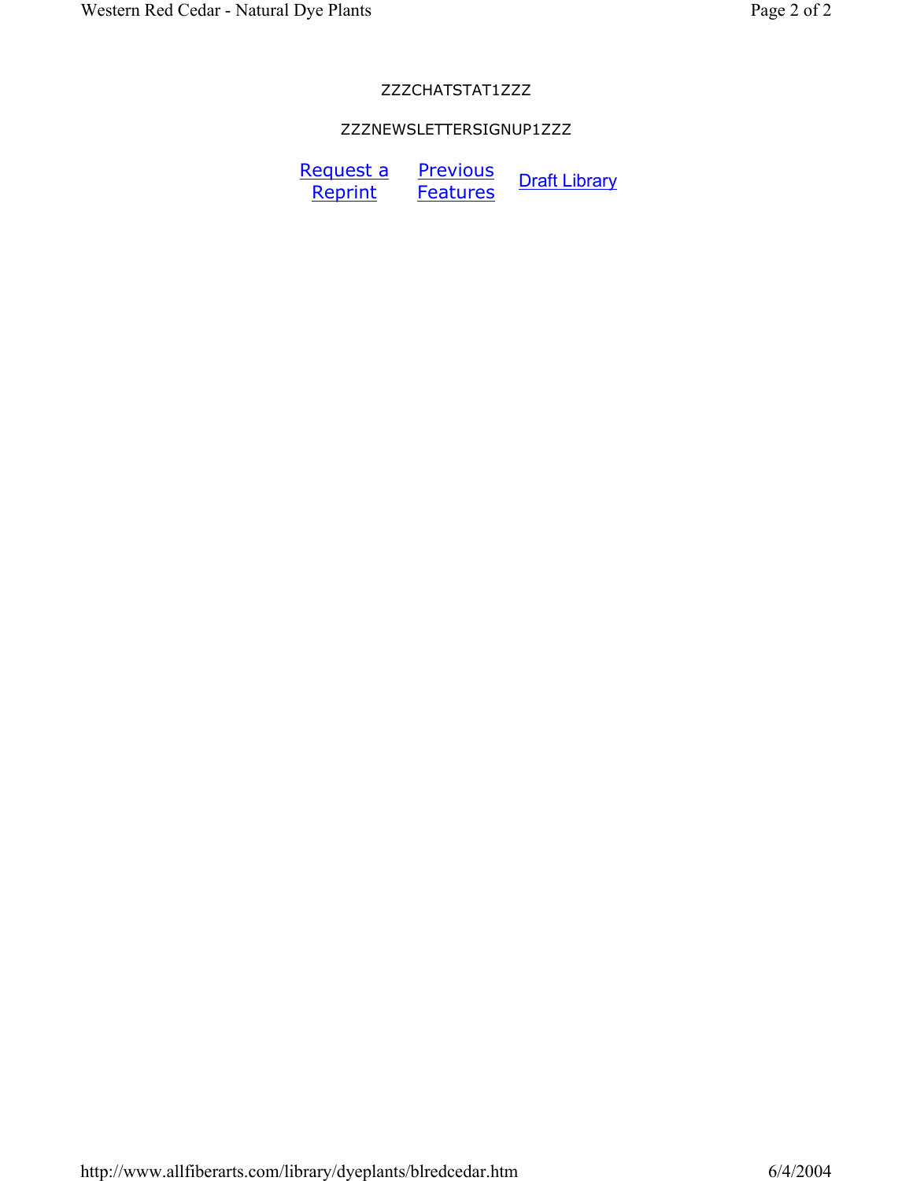ZZZCHATSTAT1ZZZ

ZZZNEWSLETTERSIGNUP1ZZZ

Request a Reprint | Previous Features | Draft Library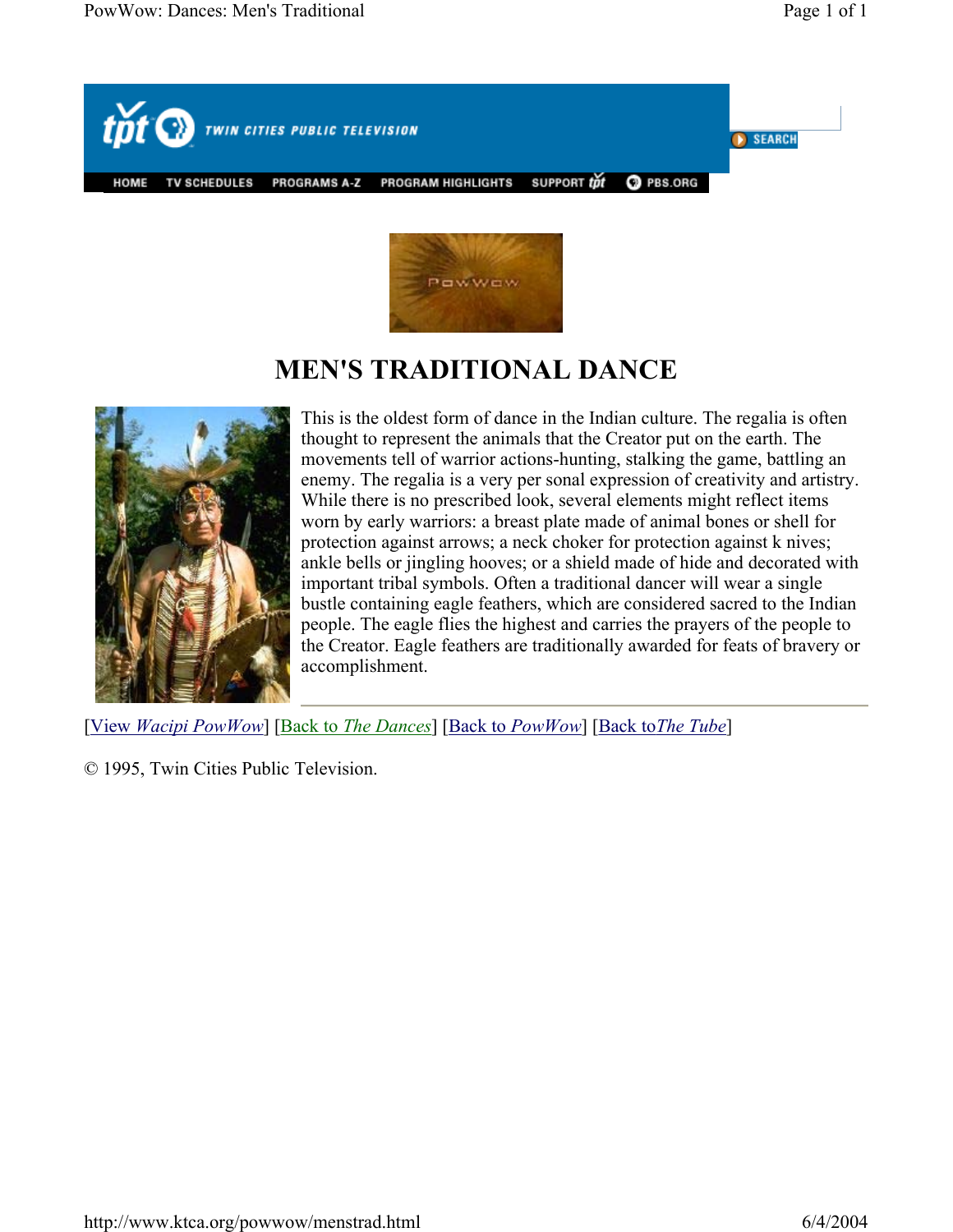# MEN'S TRADITIONAL DANCE

This is the oldest form of dance in the Indian culture. The regalia is often thought to represent the animals that the Creator put on the earth. The movements tell of warrior actions-hunting, stalking the game, battling an enemy. The regalia is a very per sonal expression of creativity and artistry. While there is no prescribed look, several elements might reflect items worn by early warriors: a breast plate made of animal bones or shell for protection against arrows; a neck choker for protection against k nives; ankle bells or jingling hooves; or a shield made of hide and decorated with important tribal symbols. Often a traditional dancer will wear a single bustle containing eagle feathers, which are considered sacred to the Indian people. The eagle flies the highest and carries the prayers of the people to the Creator. Eagle feathers are traditionally awarded for feats of bravery or accomplishment.

[View *Wacipi PowWow*] [Back to *The Dances*] [Back to *PowWow*] [Back to*The Tube*]

© 1995, Twin Cities Public Television.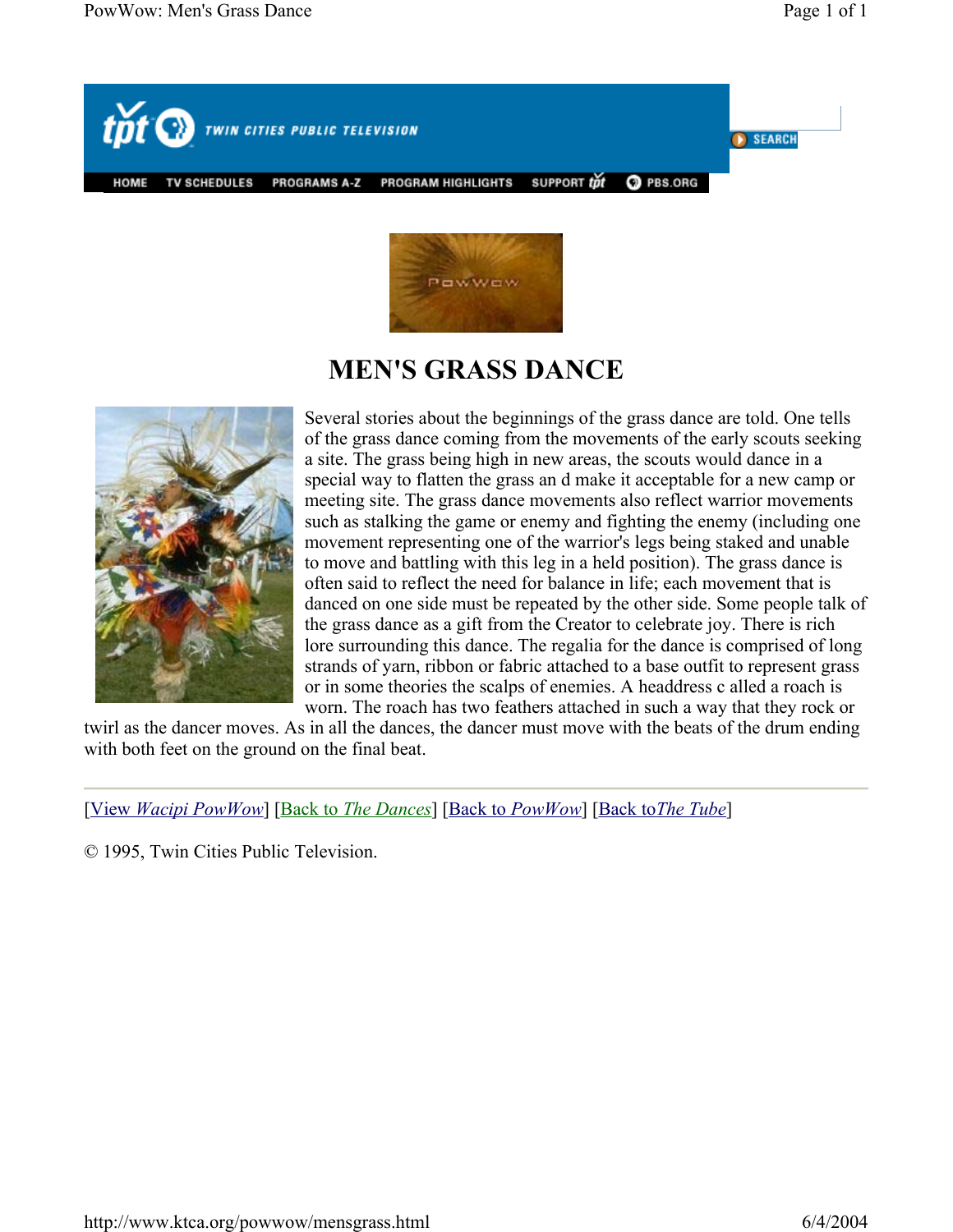# MEN'S GRASS DANCE

Several stories about the beginnings of the grass dance are told. One tells of the grass dance coming from the movements of the early scouts seeking a site. The grass being high in new areas, the scouts would dance in a special way to flatten the grass an d make it acceptable for a new camp or meeting site. The grass dance movements also reflect warrior movements such as stalking the game or enemy and fighting the enemy (including one movement representing one of the warrior's legs being staked and unable to move and battling with this leg in a held position). The grass dance is often said to reflect the need for balance in life; each movement that is danced on one side must be repeated by the other side. Some people talk of the grass dance as a gift from the Creator to celebrate joy. There is rich lore surrounding this dance. The regalia for the dance is comprised of long strands of yarn, ribbon or fabric attached to a base outfit to represent grass or in some theories the scalps of enemies. A headdress c alled a roach is worn. The roach has two feathers attached in such a way that they rock or twirl as the dancer moves. As in all the dances, the dancer must move with the beats of the drum ending with both feet on the ground on the final beat.

---

[View *Wacipi PowWow*] [Back to *The Dances*] [Back to *PowWow*] [Back to*The Tube*]

© 1995, Twin Cities Public Television.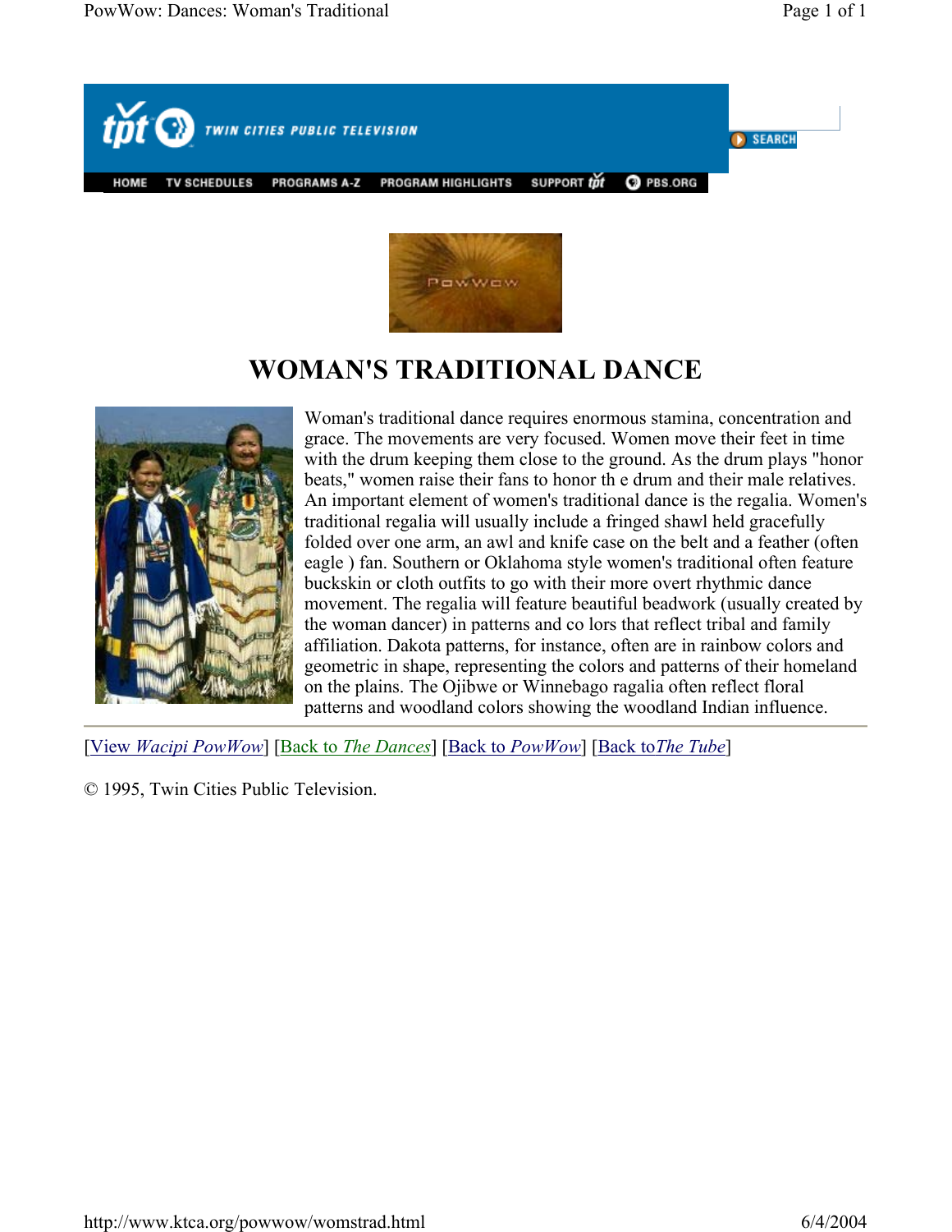TWIN CITIES PUBLIC TELEVISION

HOME TV SCHEDULES PROGRAMS A-Z PROGRAM HIGHLIGHTS SUPPORT tpt PBS.ORG

SEARCH

# WOMAN'S TRADITIONAL DANCE

Woman's traditional dance requires enormous stamina, concentration and grace. The movements are very focused. Women move their feet in time with the drum keeping them close to the ground. As the drum plays "honor beats," women raise their fans to honor th e drum and their male relatives. An important element of women's traditional dance is the regalia. Women's traditional regalia will usually include a fringed shawl held gracefully folded over one arm, an awl and knife case on the belt and a feather (often eagle ) fan. Southern or Oklahoma style women's traditional often feature buckskin or cloth outfits to go with their more overt rhythmic dance movement. The regalia will feature beautiful beadwork (usually created by the woman dancer) in patterns and co lors that reflect tribal and family affiliation. Dakota patterns, for instance, often are in rainbow colors and geometric in shape, representing the colors and patterns of their homeland on the plains. The Ojibwe or Winnebago ragalia often reflect floral patterns and woodland colors showing the woodland Indian influence.

---

[View *Wacipi PowWow*] [Back to *The Dances*] [Back to *PowWow*] [Back to*The Tube*]

© 1995, Twin Cities Public Television.